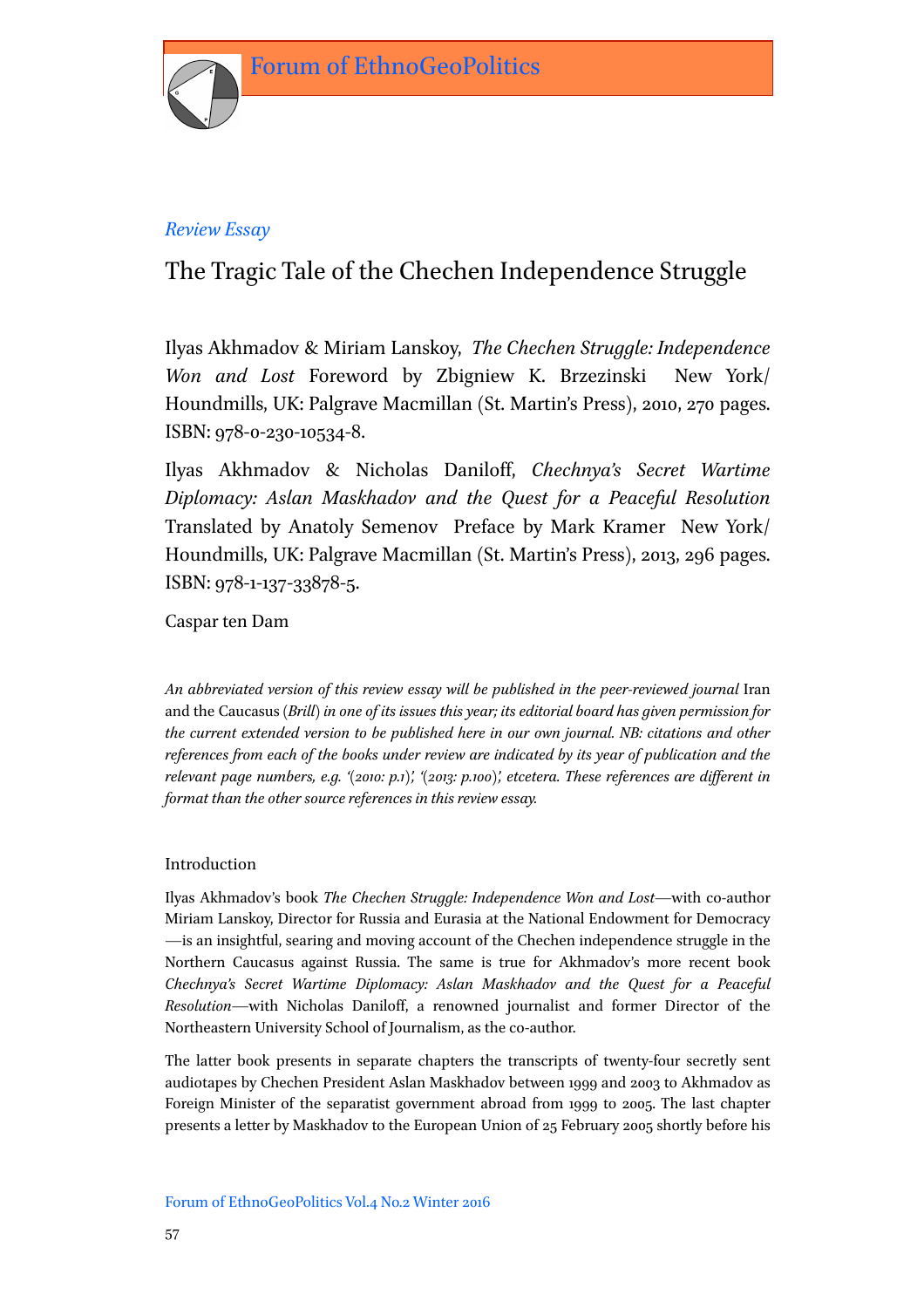*Review Essay*

# The Tragic Tale of the Chechen Independence Struggle

Ilyas Akhmadov & Miriam Lanskoy, *The Chechen Struggle: Independence Won and Lost* Foreword by Zbigniew K. Brzezinski New York/ Houndmills, UK: Palgrave Macmillan (St. Martin's Press), 2010, 270 pages. ISBN: 978-0-230-10534-8.

Ilyas Akhmadov & Nicholas Daniloff, *Chechnya's Secret Wartime Diplomacy: Aslan Maskhadov and the Quest for a Peaceful Resolution* Translated by Anatoly Semenov Preface by Mark Kramer New York/ Houndmills, UK: Palgrave Macmillan (St. Martin's Press), 2013, 296 pages. ISBN: 978-1-137-33878-5.

Caspar ten Dam

*An abbreviated version of this review essay will be published in the peer-reviewed journal* Iran and the Caucasus *(Brill) in one of its issues this year; its editorial board has given permission for the current extended version to be published here in our own journal. NB: citations and other references from each of the books under review are indicated by its year of publication and the relevant page numbers, e.g. '(2010: p.1)', '(2013: p.100)', etcetera. These references are different in format than the other source references in this review essay.*

## Introduction

Ilyas Akhmadov's book *The Chechen Struggle: Independence Won and Lost*—with co-author Miriam Lanskoy, Director for Russia and Eurasia at the National Endowment for Democracy —is an insightful, searing and moving account of the Chechen independence struggle in the Northern Caucasus against Russia. The same is true for Akhmadov's more recent book *Chechnya's Secret Wartime Diplomacy: Aslan Maskhadov and the Quest for a Peaceful Resolution*—with Nicholas Daniloff, a renowned journalist and former Director of the Northeastern University School of Journalism, as the co-author.

The latter book presents in separate chapters the transcripts of twenty-four secretly sent audiotapes by Chechen President Aslan Maskhadov between 1999 and 2003 to Akhmadov as Foreign Minister of the separatist government abroad from 1999 to 2005. The last chapter presents a letter by Maskhadov to the European Union of 25 February 2005 shortly before his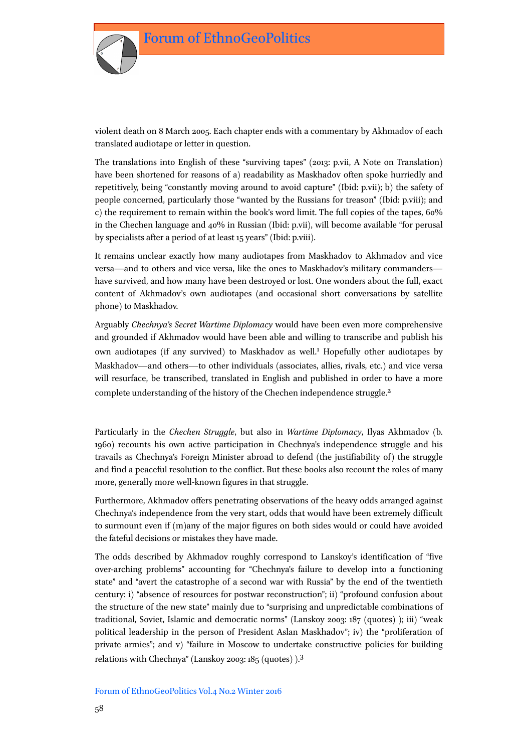violent death on 8 March 2005. Each chapter ends with a commentary by Akhmadov of each translated audiotape or letter in question.

The translations into English of these "surviving tapes" (2013: p.vii, A Note on Translation) have been shortened for reasons of a) readability as Maskhadov often spoke hurriedly and repetitively, being "constantly moving around to avoid capture" (Ibid: p.vii); b) the safety of people concerned, particularly those "wanted by the Russians for treason" (Ibid: p.viii); and c) the requirement to remain within the book's word limit. The full copies of the tapes, 60% in the Chechen language and 40% in Russian (Ibid: p.vii), will become available "for perusal by specialists after a period of at least 15 years" (Ibid: p.viii).

It remains unclear exactly how many audiotapes from Maskhadov to Akhmadov and vice versa—and to others and vice versa, like the ones to Maskhadov's military commanders—have survived, and how many have been destroyed or lost. One wonders about the full, exact content of Akhmadov's own audiotapes (and occasional short conversations by satellite phone) to Maskhadov.

Arguably *Chechnya's Secret Wartime Diplomacy* would have been even more comprehensive and grounded if Akhmadov would have been able and willing to transcribe and publish his own audiotapes (if any survived) to Maskhadov as well.[1] Hopefully other audiotapes by Maskhadov—and others—to other individuals (associates, allies, rivals, etc.) and vice versa will resurface, be transcribed, translated in English and published in order to have a more complete understanding of the history of the Chechen independence struggle.[2]

Particularly in the *Chechen Struggle*, but also in *Wartime Diplomacy*, Ilyas Akhmadov (b. 1960) recounts his own active participation in Chechnya's independence struggle and his travails as Chechnya's Foreign Minister abroad to defend (the justifiability of) the struggle and find a peaceful resolution to the conflict. But these books also recount the roles of many more, generally more well-known figures in that struggle.

Furthermore, Akhmadov offers penetrating observations of the heavy odds arranged against Chechnya's independence from the very start, odds that would have been extremely difficult to surmount even if (m)any of the major figures on both sides would or could have avoided the fateful decisions or mistakes they have made.

The odds described by Akhmadov roughly correspond to Lanskoy's identification of "five over-arching problems" accounting for "Chechnya's failure to develop into a functioning state" and "avert the catastrophe of a second war with Russia" by the end of the twentieth century: i) "absence of resources for postwar reconstruction"; ii) "profound confusion about the structure of the new state" mainly due to "surprising and unpredictable combinations of traditional, Soviet, Islamic and democratic norms" (Lanskoy 2003: 187 (quotes) ); iii) "weak political leadership in the person of President Aslan Maskhadov"; iv) the "proliferation of private armies"; and v) "failure in Moscow to undertake constructive policies for building relations with Chechnya" (Lanskoy 2003: 185 (quotes) ).[3]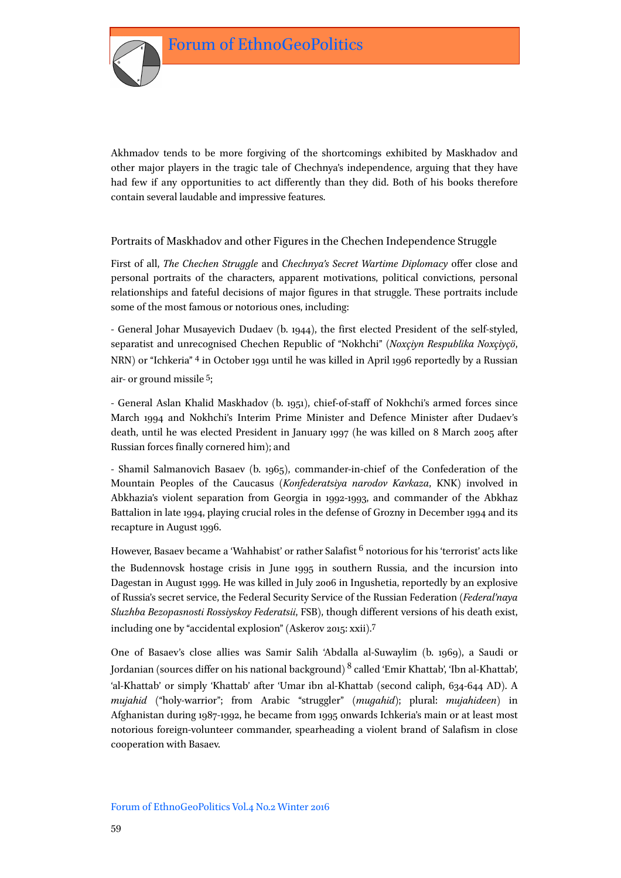Akhmadov tends to be more forgiving of the shortcomings exhibited by Maskhadov and other major players in the tragic tale of Chechnya's independence, arguing that they have had few if any opportunities to act differently than they did. Both of his books therefore contain several laudable and impressive features.

## Portraits of Maskhadov and other Figures in the Chechen Independence Struggle

First of all, *The Chechen Struggle* and *Chechnya's Secret Wartime Diplomacy* offer close and personal portraits of the characters, apparent motivations, political convictions, personal relationships and fateful decisions of major figures in that struggle. These portraits include some of the most famous or notorious ones, including:

- General Johar Musayevich Dudaev (b. 1944), the first elected President of the self-styled, separatist and unrecognised Chechen Republic of "Nokhchi" (*Noxçiyn Respublika Noxçiyçö*, NRN) or "Ichkeria" [4] in October 1991 until he was killed in April 1996 reportedly by a Russian air- or ground missile [5];

- General Aslan Khalid Maskhadov (b. 1951), chief-of-staff of Nokhchi's armed forces since March 1994 and Nokhchi's Interim Prime Minister and Defence Minister after Dudaev's death, until he was elected President in January 1997 (he was killed on 8 March 2005 after Russian forces finally cornered him); and

- Shamil Salmanovich Basaev (b. 1965), commander-in-chief of the Confederation of the Mountain Peoples of the Caucasus (*Konfederatsiya narodov Kavkaza*, KNK) involved in Abkhazia's violent separation from Georgia in 1992-1993, and commander of the Abkhaz Battalion in late 1994, playing crucial roles in the defense of Grozny in December 1994 and its recapture in August 1996.

However, Basaev became a 'Wahhabist' or rather Salafist [6] notorious for his 'terrorist' acts like the Budennovsk hostage crisis in June 1995 in southern Russia, and the incursion into Dagestan in August 1999. He was killed in July 2006 in Ingushetia, reportedly by an explosive of Russia's secret service, the Federal Security Service of the Russian Federation (*Federal'naya Sluzhba Bezopasnosti Rossiyskoy Federatsii*, FSB), though different versions of his death exist, including one by "accidental explosion" (Askerov 2015: xxii).[7]

One of Basaev's close allies was Samir Salih 'Abdalla al-Suwaylim (b. 1969), a Saudi or Jordanian (sources differ on his national background) [8] called 'Emir Khattab', 'Ibn al-Khattab', 'al-Khattab' or simply 'Khattab' after 'Umar ibn al-Khattab (second caliph, 634-644 AD). A *mujahid* ("holy-warrior"; from Arabic "struggler" (*mugahid*); plural: *mujahideen*) in Afghanistan during 1987-1992, he became from 1995 onwards Ichkeria's main or at least most notorious foreign-volunteer commander, spearheading a violent brand of Salafism in close cooperation with Basaev.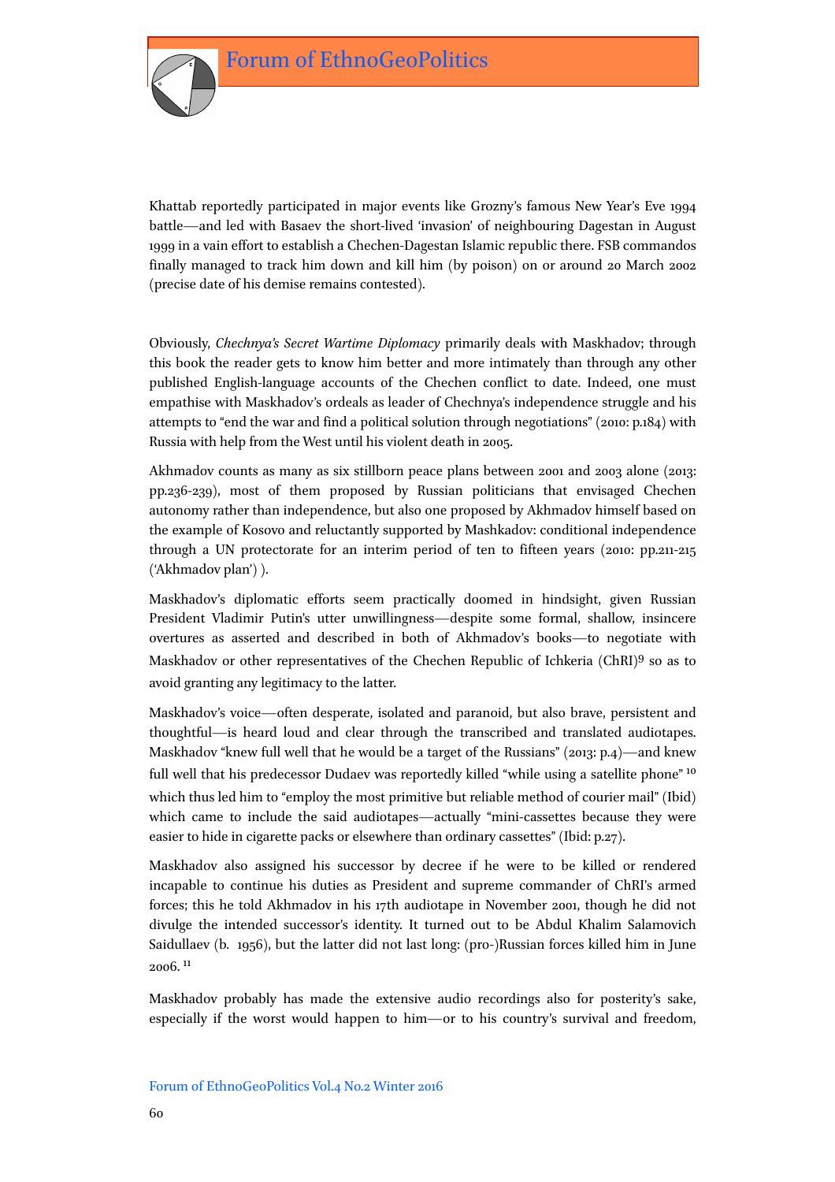Khattab reportedly participated in major events like Grozny's famous New Year's Eve 1994 battle—and led with Basaev the short-lived 'invasion' of neighbouring Dagestan in August 1999 in a vain effort to establish a Chechen-Dagestan Islamic republic there. FSB commandos finally managed to track him down and kill him (by poison) on or around 20 March 2002 (precise date of his demise remains contested).

Obviously, *Chechnya's Secret Wartime Diplomacy* primarily deals with Maskhadov; through this book the reader gets to know him better and more intimately than through any other published English-language accounts of the Chechen conflict to date. Indeed, one must empathise with Maskhadov's ordeals as leader of Chechnya's independence struggle and his attempts to "end the war and find a political solution through negotiations" (2010: p.184) with Russia with help from the West until his violent death in 2005.

Akhmadov counts as many as six stillborn peace plans between 2001 and 2003 alone (2013: pp.236-239), most of them proposed by Russian politicians that envisaged Chechen autonomy rather than independence, but also one proposed by Akhmadov himself based on the example of Kosovo and reluctantly supported by Mashkadov: conditional independence through a UN protectorate for an interim period of ten to fifteen years (2010: pp.211-215 ('Akhmadov plan') ).

Maskhadov's diplomatic efforts seem practically doomed in hindsight, given Russian President Vladimir Putin's utter unwillingness—despite some formal, shallow, insincere overtures as asserted and described in both of Akhmadov's books—to negotiate with Maskhadov or other representatives of the Chechen Republic of Ichkeria (ChRI)[9] so as to avoid granting any legitimacy to the latter.

Maskhadov's voice—often desperate, isolated and paranoid, but also brave, persistent and thoughtful—is heard loud and clear through the transcribed and translated audiotapes. Maskhadov "knew full well that he would be a target of the Russians" (2013: p.4)—and knew full well that his predecessor Dudaev was reportedly killed "while using a satellite phone" [10] which thus led him to "employ the most primitive but reliable method of courier mail" (Ibid) which came to include the said audiotapes—actually "mini-cassettes because they were easier to hide in cigarette packs or elsewhere than ordinary cassettes" (Ibid: p.27).

Maskhadov also assigned his successor by decree if he were to be killed or rendered incapable to continue his duties as President and supreme commander of ChRI's armed forces; this he told Akhmadov in his 17th audiotape in November 2001, though he did not divulge the intended successor's identity. It turned out to be Abdul Khalim Salamovich Saidullaev (b. 1956), but the latter did not last long: (pro-)Russian forces killed him in June 2006. [11]

Maskhadov probably has made the extensive audio recordings also for posterity's sake, especially if the worst would happen to him—or to his country's survival and freedom,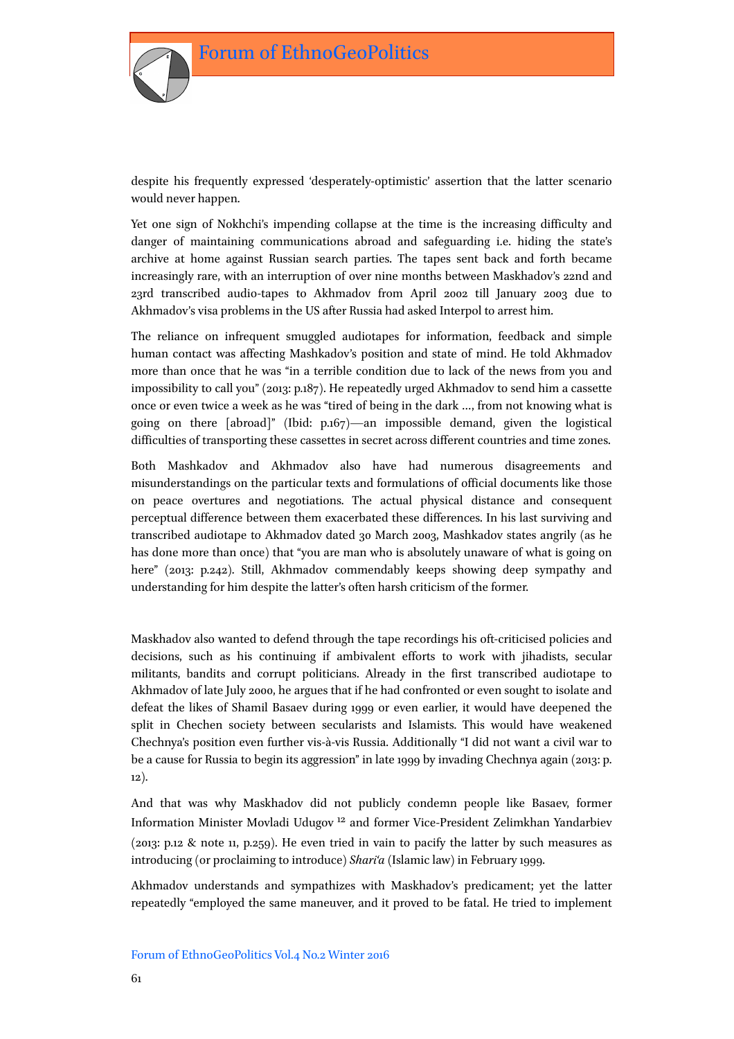despite his frequently expressed 'desperately-optimistic' assertion that the latter scenario would never happen.

Yet one sign of Nokhchi's impending collapse at the time is the increasing difficulty and danger of maintaining communications abroad and safeguarding i.e. hiding the state's archive at home against Russian search parties. The tapes sent back and forth became increasingly rare, with an interruption of over nine months between Maskhadov's 22nd and 23rd transcribed audio-tapes to Akhmadov from April 2002 till January 2003 due to Akhmadov's visa problems in the US after Russia had asked Interpol to arrest him.

The reliance on infrequent smuggled audiotapes for information, feedback and simple human contact was affecting Mashkadov's position and state of mind. He told Akhmadov more than once that he was "in a terrible condition due to lack of the news from you and impossibility to call you" (2013: p.187). He repeatedly urged Akhmadov to send him a cassette once or even twice a week as he was "tired of being in the dark …, from not knowing what is going on there [abroad]" (Ibid: p.167)—an impossible demand, given the logistical difficulties of transporting these cassettes in secret across different countries and time zones.

Both Mashkadov and Akhmadov also have had numerous disagreements and misunderstandings on the particular texts and formulations of official documents like those on peace overtures and negotiations. The actual physical distance and consequent perceptual difference between them exacerbated these differences. In his last surviving and transcribed audiotape to Akhmadov dated 30 March 2003, Mashkadov states angrily (as he has done more than once) that "you are man who is absolutely unaware of what is going on here" (2013: p.242). Still, Akhmadov commendably keeps showing deep sympathy and understanding for him despite the latter's often harsh criticism of the former.

Maskhadov also wanted to defend through the tape recordings his oft-criticised policies and decisions, such as his continuing if ambivalent efforts to work with jihadists, secular militants, bandits and corrupt politicians. Already in the first transcribed audiotape to Akhmadov of late July 2000, he argues that if he had confronted or even sought to isolate and defeat the likes of Shamil Basaev during 1999 or even earlier, it would have deepened the split in Chechen society between secularists and Islamists. This would have weakened Chechnya's position even further vis-à-vis Russia. Additionally "I did not want a civil war to be a cause for Russia to begin its aggression" in late 1999 by invading Chechnya again (2013: p. 12).

And that was why Maskhadov did not publicly condemn people like Basaev, former Information Minister Movladi Udugov [12] and former Vice-President Zelimkhan Yandarbiev (2013: p.12 & note 11, p.259). He even tried in vain to pacify the latter by such measures as introducing (or proclaiming to introduce) *Shari'a* (Islamic law) in February 1999.

Akhmadov understands and sympathizes with Maskhadov's predicament; yet the latter repeatedly "employed the same maneuver, and it proved to be fatal. He tried to implement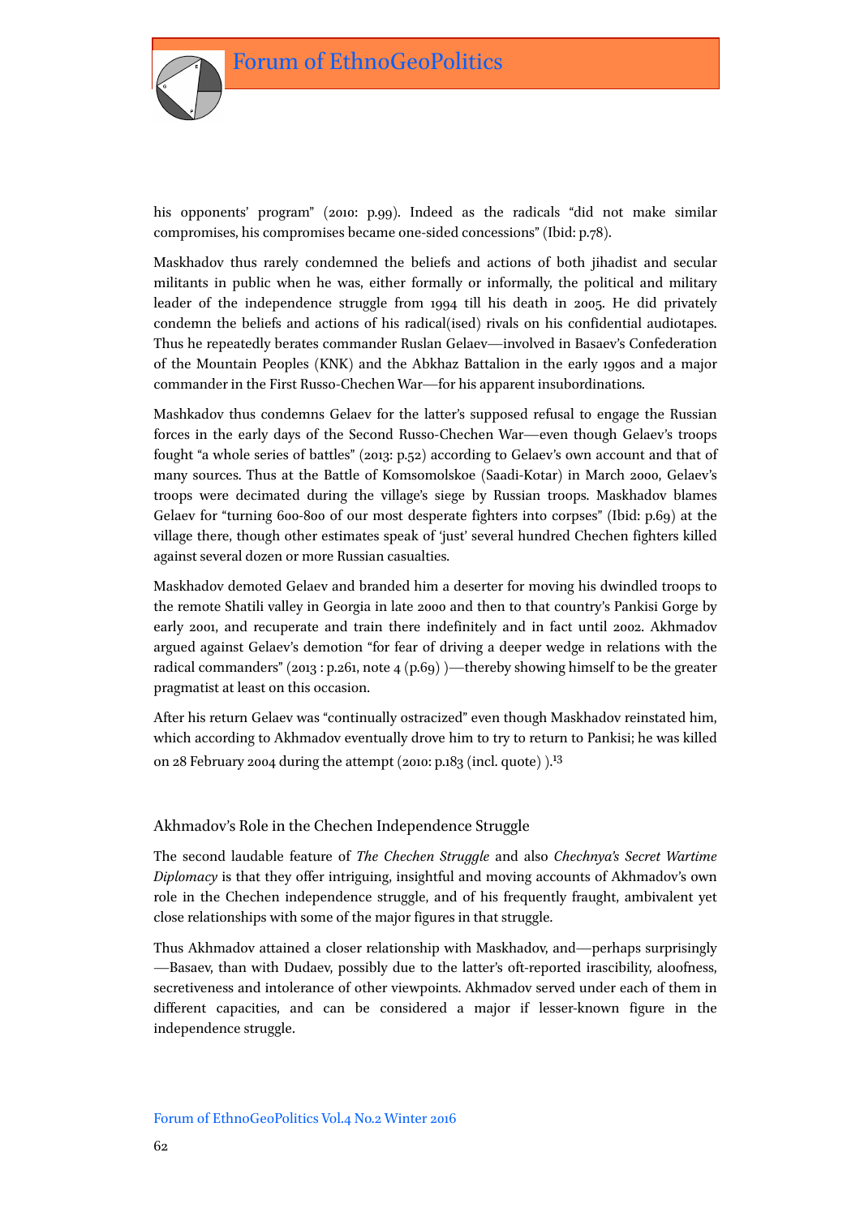his opponents' program" (2010: p.99). Indeed as the radicals "did not make similar compromises, his compromises became one-sided concessions" (Ibid: p.78).

Maskhadov thus rarely condemned the beliefs and actions of both jihadist and secular militants in public when he was, either formally or informally, the political and military leader of the independence struggle from 1994 till his death in 2005. He did privately condemn the beliefs and actions of his radical(ised) rivals on his confidential audiotapes. Thus he repeatedly berates commander Ruslan Gelaev—involved in Basaev's Confederation of the Mountain Peoples (KNK) and the Abkhaz Battalion in the early 1990s and a major commander in the First Russo-Chechen War—for his apparent insubordinations.

Mashkadov thus condemns Gelaev for the latter's supposed refusal to engage the Russian forces in the early days of the Second Russo-Chechen War—even though Gelaev's troops fought "a whole series of battles" (2013: p.52) according to Gelaev's own account and that of many sources. Thus at the Battle of Komsomolskoe (Saadi-Kotar) in March 2000, Gelaev's troops were decimated during the village's siege by Russian troops. Maskhadov blames Gelaev for "turning 600-800 of our most desperate fighters into corpses" (Ibid: p.69) at the village there, though other estimates speak of 'just' several hundred Chechen fighters killed against several dozen or more Russian casualties.

Maskhadov demoted Gelaev and branded him a deserter for moving his dwindled troops to the remote Shatili valley in Georgia in late 2000 and then to that country's Pankisi Gorge by early 2001, and recuperate and train there indefinitely and in fact until 2002. Akhmadov argued against Gelaev's demotion "for fear of driving a deeper wedge in relations with the radical commanders" (2013 : p.261, note 4 (p.69) )—thereby showing himself to be the greater pragmatist at least on this occasion.

After his return Gelaev was "continually ostracized" even though Maskhadov reinstated him, which according to Akhmadov eventually drove him to try to return to Pankisi; he was killed on 28 February 2004 during the attempt (2010: p.183 (incl. quote) ).[13]

## Akhmadov's Role in the Chechen Independence Struggle

The second laudable feature of *The Chechen Struggle* and also *Chechnya's Secret Wartime Diplomacy* is that they offer intriguing, insightful and moving accounts of Akhmadov's own role in the Chechen independence struggle, and of his frequently fraught, ambivalent yet close relationships with some of the major figures in that struggle.

Thus Akhmadov attained a closer relationship with Maskhadov, and—perhaps surprisingly—Basaev, than with Dudaev, possibly due to the latter's oft-reported irascibility, aloofness, secretiveness and intolerance of other viewpoints. Akhmadov served under each of them in different capacities, and can be considered a major if lesser-known figure in the independence struggle.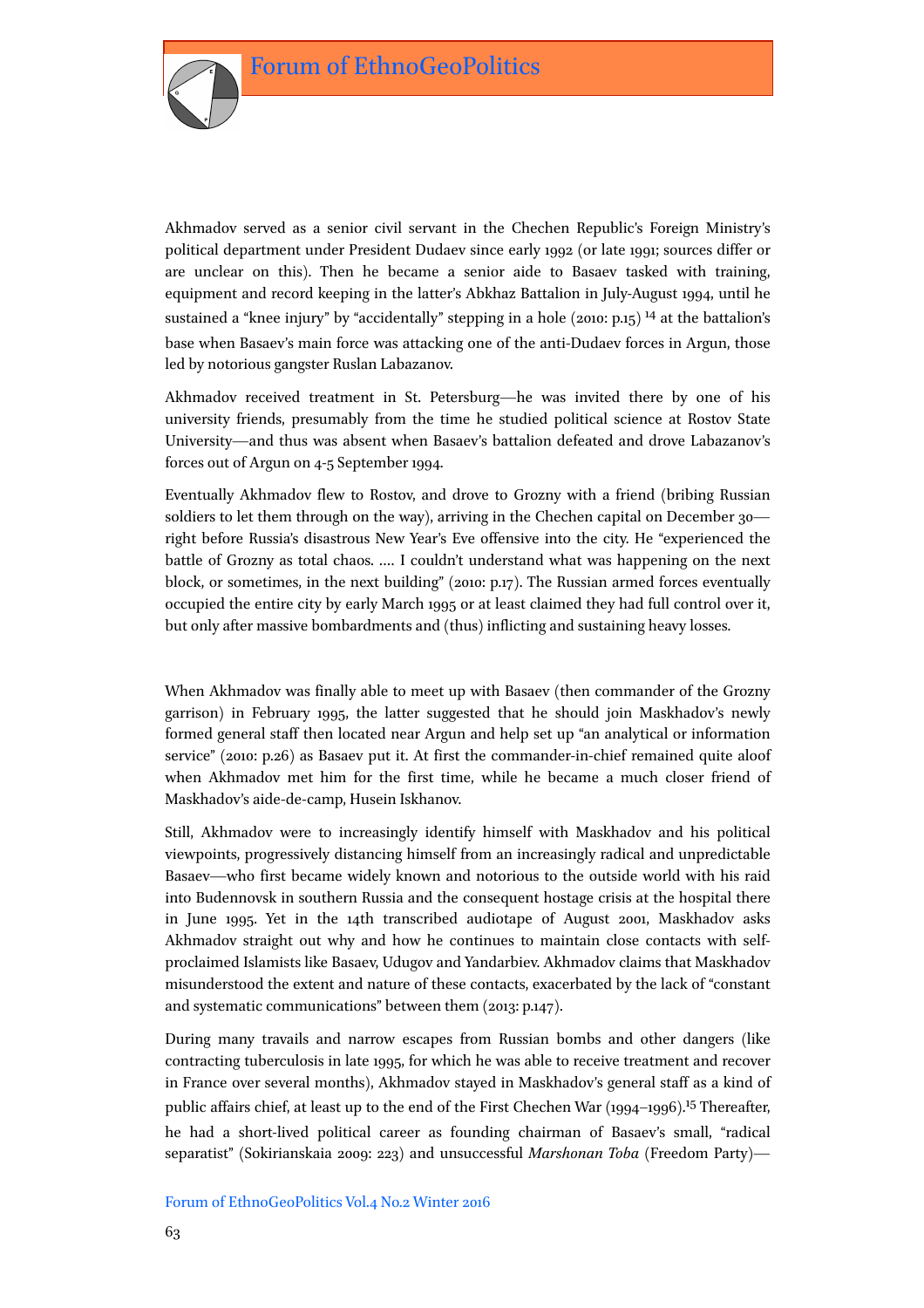Akhmadov served as a senior civil servant in the Chechen Republic's Foreign Ministry's political department under President Dudaev since early 1992 (or late 1991; sources differ or are unclear on this). Then he became a senior aide to Basaev tasked with training, equipment and record keeping in the latter's Abkhaz Battalion in July-August 1994, until he sustained a "knee injury" by "accidentally" stepping in a hole (2010: p.15) [14] at the battalion's base when Basaev's main force was attacking one of the anti-Dudaev forces in Argun, those led by notorious gangster Ruslan Labazanov.

Akhmadov received treatment in St. Petersburg—he was invited there by one of his university friends, presumably from the time he studied political science at Rostov State University—and thus was absent when Basaev's battalion defeated and drove Labazanov's forces out of Argun on 4-5 September 1994.

Eventually Akhmadov flew to Rostov, and drove to Grozny with a friend (bribing Russian soldiers to let them through on the way), arriving in the Chechen capital on December 30—right before Russia's disastrous New Year's Eve offensive into the city. He "experienced the battle of Grozny as total chaos. …. I couldn't understand what was happening on the next block, or sometimes, in the next building" (2010: p.17). The Russian armed forces eventually occupied the entire city by early March 1995 or at least claimed they had full control over it, but only after massive bombardments and (thus) inflicting and sustaining heavy losses.

When Akhmadov was finally able to meet up with Basaev (then commander of the Grozny garrison) in February 1995, the latter suggested that he should join Maskhadov's newly formed general staff then located near Argun and help set up "an analytical or information service" (2010: p.26) as Basaev put it. At first the commander-in-chief remained quite aloof when Akhmadov met him for the first time, while he became a much closer friend of Maskhadov's aide-de-camp, Husein Iskhanov.

Still, Akhmadov were to increasingly identify himself with Maskhadov and his political viewpoints, progressively distancing himself from an increasingly radical and unpredictable Basaev—who first became widely known and notorious to the outside world with his raid into Budennovsk in southern Russia and the consequent hostage crisis at the hospital there in June 1995. Yet in the 14th transcribed audiotape of August 2001, Maskhadov asks Akhmadov straight out why and how he continues to maintain close contacts with self-proclaimed Islamists like Basaev, Udugov and Yandarbiev. Akhmadov claims that Maskhadov misunderstood the extent and nature of these contacts, exacerbated by the lack of "constant and systematic communications" between them (2013: p.147).

During many travails and narrow escapes from Russian bombs and other dangers (like contracting tuberculosis in late 1995, for which he was able to receive treatment and recover in France over several months), Akhmadov stayed in Maskhadov's general staff as a kind of public affairs chief, at least up to the end of the First Chechen War (1994–1996).[15] Thereafter, he had a short-lived political career as founding chairman of Basaev's small, "radical separatist" (Sokirianskaia 2009: 223) and unsuccessful *Marshonan Toba* (Freedom Party)—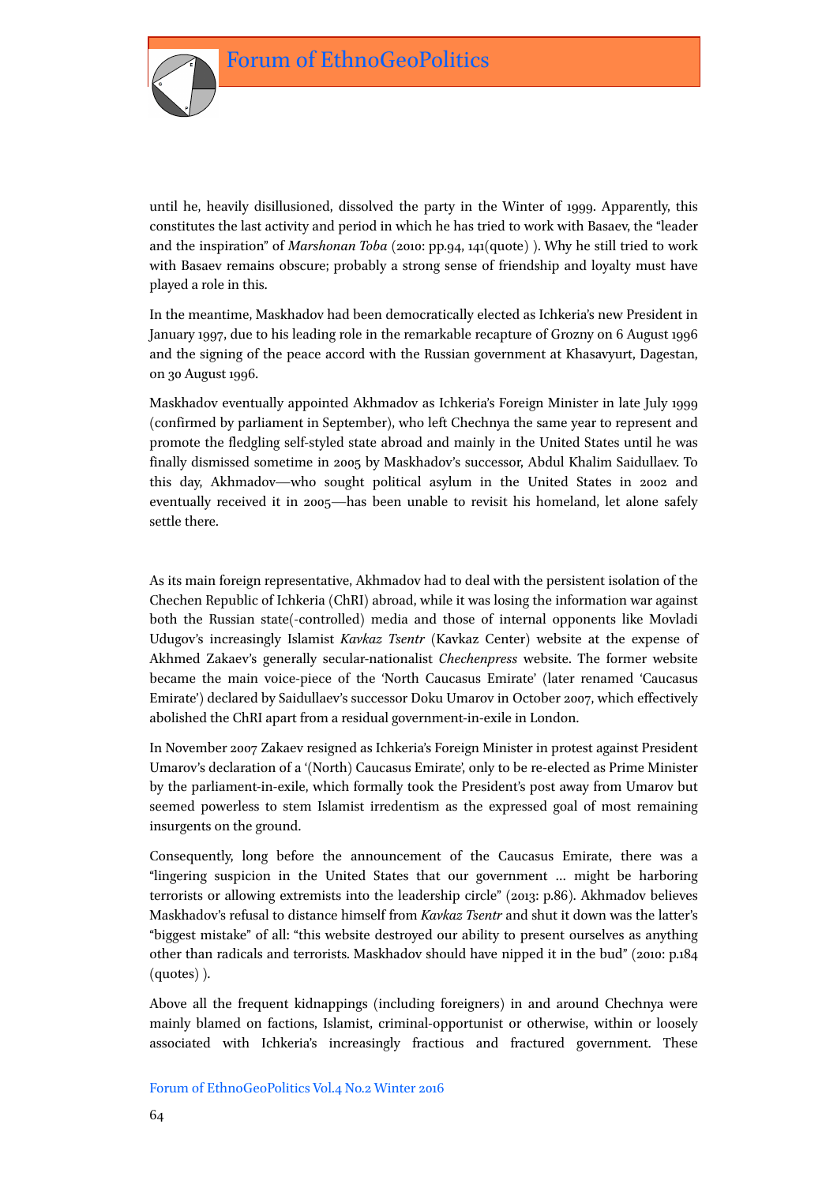until he, heavily disillusioned, dissolved the party in the Winter of 1999. Apparently, this constitutes the last activity and period in which he has tried to work with Basaev, the "leader and the inspiration" of *Marshonan Toba* (2010: pp.94, 141(quote) ). Why he still tried to work with Basaev remains obscure; probably a strong sense of friendship and loyalty must have played a role in this.

In the meantime, Maskhadov had been democratically elected as Ichkeria's new President in January 1997, due to his leading role in the remarkable recapture of Grozny on 6 August 1996 and the signing of the peace accord with the Russian government at Khasavyurt, Dagestan, on 30 August 1996.

Maskhadov eventually appointed Akhmadov as Ichkeria's Foreign Minister in late July 1999 (confirmed by parliament in September), who left Chechnya the same year to represent and promote the fledgling self-styled state abroad and mainly in the United States until he was finally dismissed sometime in 2005 by Maskhadov's successor, Abdul Khalim Saidullaev. To this day, Akhmadov—who sought political asylum in the United States in 2002 and eventually received it in 2005—has been unable to revisit his homeland, let alone safely settle there.

As its main foreign representative, Akhmadov had to deal with the persistent isolation of the Chechen Republic of Ichkeria (ChRI) abroad, while it was losing the information war against both the Russian state(-controlled) media and those of internal opponents like Movladi Udugov's increasingly Islamist *Kavkaz Tsentr* (Kavkaz Center) website at the expense of Akhmed Zakaev's generally secular-nationalist *Chechenpress* website. The former website became the main voice-piece of the 'North Caucasus Emirate' (later renamed 'Caucasus Emirate') declared by Saidullaev's successor Doku Umarov in October 2007, which effectively abolished the ChRI apart from a residual government-in-exile in London.

In November 2007 Zakaev resigned as Ichkeria's Foreign Minister in protest against President Umarov's declaration of a '(North) Caucasus Emirate', only to be re-elected as Prime Minister by the parliament-in-exile, which formally took the President's post away from Umarov but seemed powerless to stem Islamist irredentism as the expressed goal of most remaining insurgents on the ground.

Consequently, long before the announcement of the Caucasus Emirate, there was a "lingering suspicion in the United States that our government ... might be harboring terrorists or allowing extremists into the leadership circle" (2013: p.86). Akhmadov believes Maskhadov's refusal to distance himself from *Kavkaz Tsentr* and shut it down was the latter's "biggest mistake" of all: "this website destroyed our ability to present ourselves as anything other than radicals and terrorists. Maskhadov should have nipped it in the bud" (2010: p.184 (quotes) ).

Above all the frequent kidnappings (including foreigners) in and around Chechnya were mainly blamed on factions, Islamist, criminal-opportunist or otherwise, within or loosely associated with Ichkeria's increasingly fractious and fractured government. These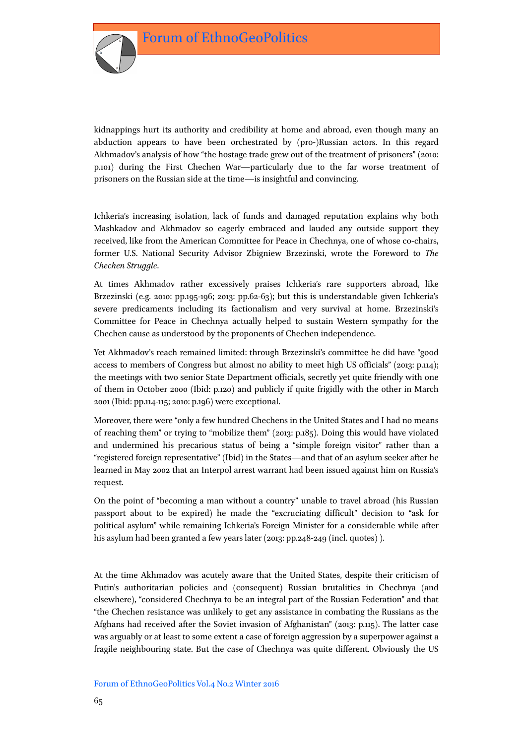kidnappings hurt its authority and credibility at home and abroad, even though many an abduction appears to have been orchestrated by (pro-)Russian actors. In this regard Akhmadov's analysis of how "the hostage trade grew out of the treatment of prisoners" (2010: p.101) during the First Chechen War—particularly due to the far worse treatment of prisoners on the Russian side at the time—is insightful and convincing.

Ichkeria's increasing isolation, lack of funds and damaged reputation explains why both Mashkadov and Akhmadov so eagerly embraced and lauded any outside support they received, like from the American Committee for Peace in Chechnya, one of whose co-chairs, former U.S. National Security Advisor Zbigniew Brzezinski, wrote the Foreword to *The Chechen Struggle*.

At times Akhmadov rather excessively praises Ichkeria's rare supporters abroad, like Brzezinski (e.g. 2010: pp.195-196; 2013: pp.62-63); but this is understandable given Ichkeria's severe predicaments including its factionalism and very survival at home. Brzezinski's Committee for Peace in Chechnya actually helped to sustain Western sympathy for the Chechen cause as understood by the proponents of Chechen independence.

Yet Akhmadov's reach remained limited: through Brzezinski's committee he did have "good access to members of Congress but almost no ability to meet high US officials" (2013: p.114); the meetings with two senior State Department officials, secretly yet quite friendly with one of them in October 2000 (Ibid: p.120) and publicly if quite frigidly with the other in March 2001 (Ibid: pp.114-115; 2010: p.196) were exceptional.

Moreover, there were "only a few hundred Chechens in the United States and I had no means of reaching them" or trying to "mobilize them" (2013: p.185). Doing this would have violated and undermined his precarious status of being a "simple foreign visitor" rather than a "registered foreign representative" (Ibid) in the States—and that of an asylum seeker after he learned in May 2002 that an Interpol arrest warrant had been issued against him on Russia's request.

On the point of "becoming a man without a country" unable to travel abroad (his Russian passport about to be expired) he made the "excruciating difficult" decision to "ask for political asylum" while remaining Ichkeria's Foreign Minister for a considerable while after his asylum had been granted a few years later (2013: pp.248-249 (incl. quotes) ).

At the time Akhmadov was acutely aware that the United States, despite their criticism of Putin's authoritarian policies and (consequent) Russian brutalities in Chechnya (and elsewhere), "considered Chechnya to be an integral part of the Russian Federation" and that "the Chechen resistance was unlikely to get any assistance in combating the Russians as the Afghans had received after the Soviet invasion of Afghanistan" (2013: p.115). The latter case was arguably or at least to some extent a case of foreign aggression by a superpower against a fragile neighbouring state. But the case of Chechnya was quite different. Obviously the US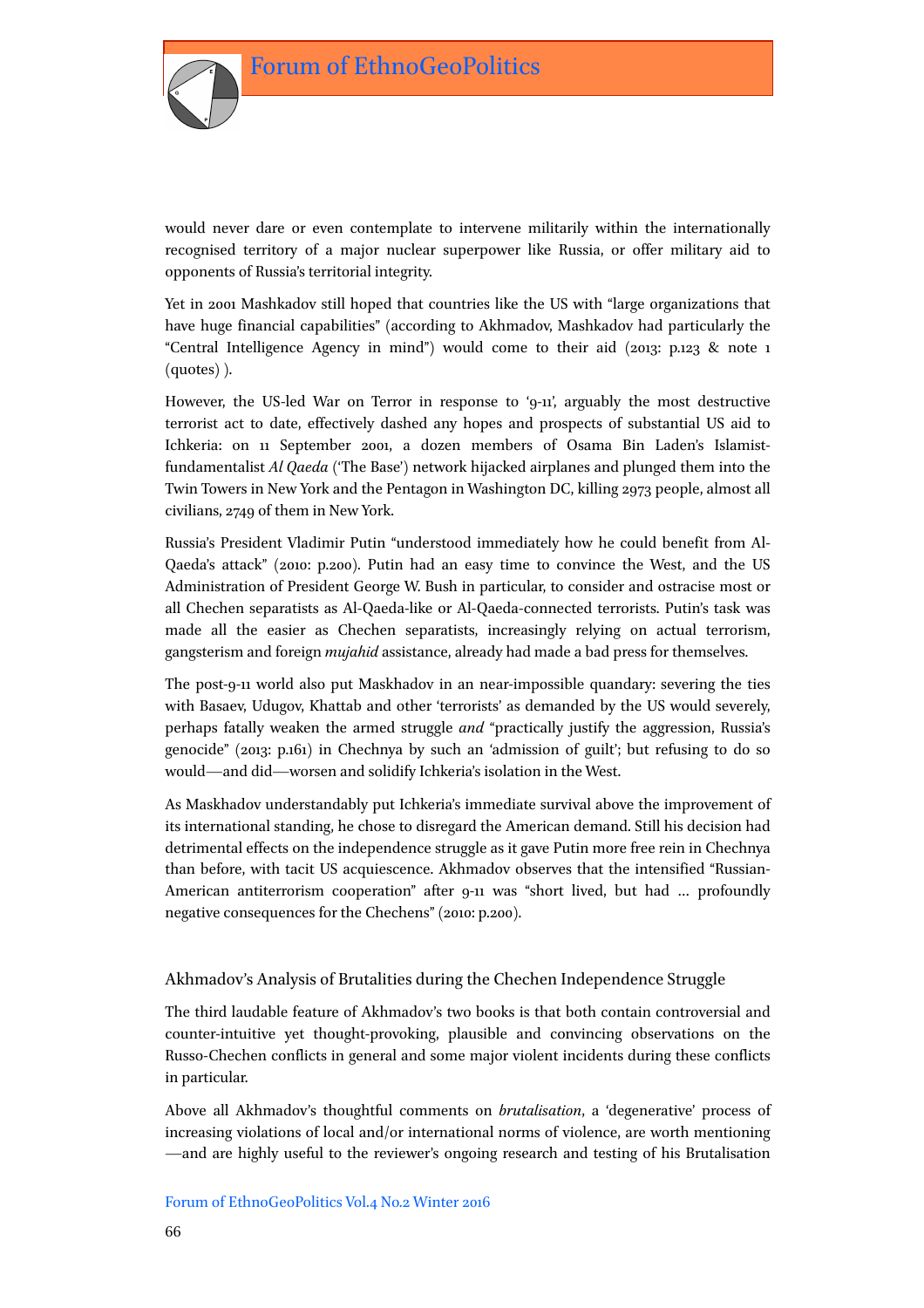would never dare or even contemplate to intervene militarily within the internationally recognised territory of a major nuclear superpower like Russia, or offer military aid to opponents of Russia's territorial integrity.

Yet in 2001 Mashkadov still hoped that countries like the US with "large organizations that have huge financial capabilities" (according to Akhmadov, Mashkadov had particularly the "Central Intelligence Agency in mind") would come to their aid (2013: p.123 & note 1 (quotes) ).

However, the US-led War on Terror in response to '9-11', arguably the most destructive terrorist act to date, effectively dashed any hopes and prospects of substantial US aid to Ichkeria: on 11 September 2001, a dozen members of Osama Bin Laden's Islamist-fundamentalist *Al Qaeda* ('The Base') network hijacked airplanes and plunged them into the Twin Towers in New York and the Pentagon in Washington DC, killing 2973 people, almost all civilians, 2749 of them in New York.

Russia's President Vladimir Putin "understood immediately how he could benefit from Al-Qaeda's attack" (2010: p.200). Putin had an easy time to convince the West, and the US Administration of President George W. Bush in particular, to consider and ostracise most or all Chechen separatists as Al-Qaeda-like or Al-Qaeda-connected terrorists. Putin's task was made all the easier as Chechen separatists, increasingly relying on actual terrorism, gangsterism and foreign *mujahid* assistance, already had made a bad press for themselves.

The post-9-11 world also put Maskhadov in an near-impossible quandary: severing the ties with Basaev, Udugov, Khattab and other 'terrorists' as demanded by the US would severely, perhaps fatally weaken the armed struggle *and* "practically justify the aggression, Russia's genocide" (2013: p.161) in Chechnya by such an 'admission of guilt'; but refusing to do so would—and did—worsen and solidify Ichkeria's isolation in the West.

As Maskhadov understandably put Ichkeria's immediate survival above the improvement of its international standing, he chose to disregard the American demand. Still his decision had detrimental effects on the independence struggle as it gave Putin more free rein in Chechnya than before, with tacit US acquiescence. Akhmadov observes that the intensified "Russian-American antiterrorism cooperation" after 9-11 was "short lived, but had … profoundly negative consequences for the Chechens" (2010: p.200).

## Akhmadov's Analysis of Brutalities during the Chechen Independence Struggle

The third laudable feature of Akhmadov's two books is that both contain controversial and counter-intuitive yet thought-provoking, plausible and convincing observations on the Russo-Chechen conflicts in general and some major violent incidents during these conflicts in particular.

Above all Akhmadov's thoughtful comments on *brutalisation*, a 'degenerative' process of increasing violations of local and/or international norms of violence, are worth mentioning —and are highly useful to the reviewer's ongoing research and testing of his Brutalisation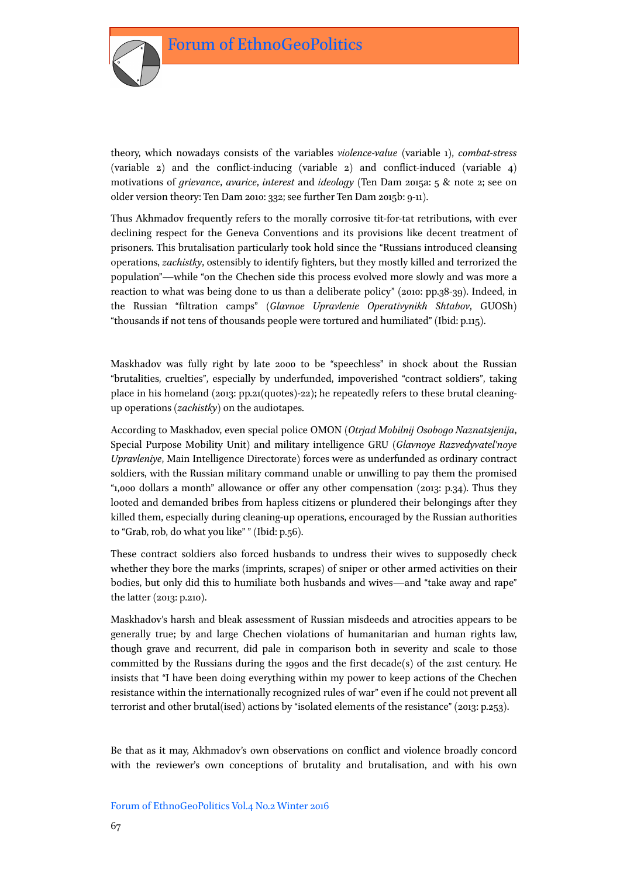theory, which nowadays consists of the variables *violence-value* (variable 1), *combat-stress* (variable 2) and the conflict-inducing (variable 2) and conflict-induced (variable 4) motivations of *grievance*, *avarice*, *interest* and *ideology* (Ten Dam 2015a: 5 & note 2; see on older version theory: Ten Dam 2010: 332; see further Ten Dam 2015b: 9-11).

Thus Akhmadov frequently refers to the morally corrosive tit-for-tat retributions, with ever declining respect for the Geneva Conventions and its provisions like decent treatment of prisoners. This brutalisation particularly took hold since the "Russians introduced cleansing operations, *zachistky*, ostensibly to identify fighters, but they mostly killed and terrorized the population"—while "on the Chechen side this process evolved more slowly and was more a reaction to what was being done to us than a deliberate policy" (2010: pp.38-39). Indeed, in the Russian "filtration camps" (*Glavnoe Upravlenie Operativynikh Shtabov*, GUOSh) "thousands if not tens of thousands people were tortured and humiliated" (Ibid: p.115).

Maskhadov was fully right by late 2000 to be "speechless" in shock about the Russian "brutalities, cruelties", especially by underfunded, impoverished "contract soldiers", taking place in his homeland (2013: pp.21(quotes)-22); he repeatedly refers to these brutal cleaning-up operations (*zachistky*) on the audiotapes.

According to Maskhadov, even special police OMON (*Otrjad Mobilnij Osobogo Naznatsjenija*, Special Purpose Mobility Unit) and military intelligence GRU (*Glavnoye Razvedyvatel'noye Upravleniye*, Main Intelligence Directorate) forces were as underfunded as ordinary contract soldiers, with the Russian military command unable or unwilling to pay them the promised "1,000 dollars a month" allowance or offer any other compensation (2013: p.34). Thus they looted and demanded bribes from hapless citizens or plundered their belongings after they killed them, especially during cleaning-up operations, encouraged by the Russian authorities to "Grab, rob, do what you like" " (Ibid: p.56).

These contract soldiers also forced husbands to undress their wives to supposedly check whether they bore the marks (imprints, scrapes) of sniper or other armed activities on their bodies, but only did this to humiliate both husbands and wives—and "take away and rape" the latter (2013: p.210).

Maskhadov's harsh and bleak assessment of Russian misdeeds and atrocities appears to be generally true; by and large Chechen violations of humanitarian and human rights law, though grave and recurrent, did pale in comparison both in severity and scale to those committed by the Russians during the 1990s and the first decade(s) of the 21st century. He insists that "I have been doing everything within my power to keep actions of the Chechen resistance within the internationally recognized rules of war" even if he could not prevent all terrorist and other brutal(ised) actions by "isolated elements of the resistance" (2013: p.253).

Be that as it may, Akhmadov's own observations on conflict and violence broadly concord with the reviewer's own conceptions of brutality and brutalisation, and with his own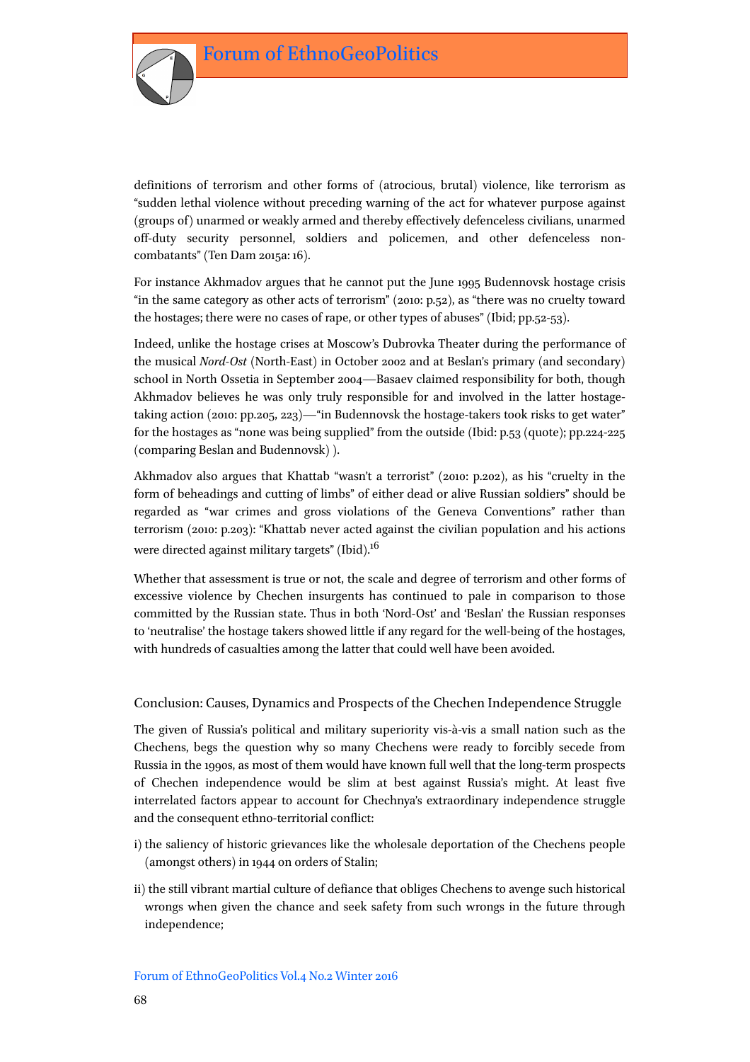definitions of terrorism and other forms of (atrocious, brutal) violence, like terrorism as "sudden lethal violence without preceding warning of the act for whatever purpose against (groups of) unarmed or weakly armed and thereby effectively defenceless civilians, unarmed off-duty security personnel, soldiers and policemen, and other defenceless non-combatants" (Ten Dam 2015a: 16).

For instance Akhmadov argues that he cannot put the June 1995 Budennovsk hostage crisis "in the same category as other acts of terrorism" (2010: p.52), as "there was no cruelty toward the hostages; there were no cases of rape, or other types of abuses" (Ibid; pp.52-53).

Indeed, unlike the hostage crises at Moscow's Dubrovka Theater during the performance of the musical *Nord-Ost* (North-East) in October 2002 and at Beslan's primary (and secondary) school in North Ossetia in September 2004—Basaev claimed responsibility for both, though Akhmadov believes he was only truly responsible for and involved in the latter hostage-taking action (2010: pp.205, 223)—"in Budennovsk the hostage-takers took risks to get water" for the hostages as "none was being supplied" from the outside (Ibid: p.53 (quote); pp.224-225 (comparing Beslan and Budennovsk) ).

Akhmadov also argues that Khattab "wasn't a terrorist" (2010: p.202), as his "cruelty in the form of beheadings and cutting of limbs" of either dead or alive Russian soldiers" should be regarded as "war crimes and gross violations of the Geneva Conventions" rather than terrorism (2010: p.203): "Khattab never acted against the civilian population and his actions were directed against military targets" (Ibid).[16]

Whether that assessment is true or not, the scale and degree of terrorism and other forms of excessive violence by Chechen insurgents has continued to pale in comparison to those committed by the Russian state. Thus in both 'Nord-Ost' and 'Beslan' the Russian responses to 'neutralise' the hostage takers showed little if any regard for the well-being of the hostages, with hundreds of casualties among the latter that could well have been avoided.

## Conclusion: Causes, Dynamics and Prospects of the Chechen Independence Struggle

The given of Russia's political and military superiority vis-à-vis a small nation such as the Chechens, begs the question why so many Chechens were ready to forcibly secede from Russia in the 1990s, as most of them would have known full well that the long-term prospects of Chechen independence would be slim at best against Russia's might. At least five interrelated factors appear to account for Chechnya's extraordinary independence struggle and the consequent ethno-territorial conflict:

i) the saliency of historic grievances like the wholesale deportation of the Chechens people (amongst others) in 1944 on orders of Stalin;

ii) the still vibrant martial culture of defiance that obliges Chechens to avenge such historical wrongs when given the chance and seek safety from such wrongs in the future through independence;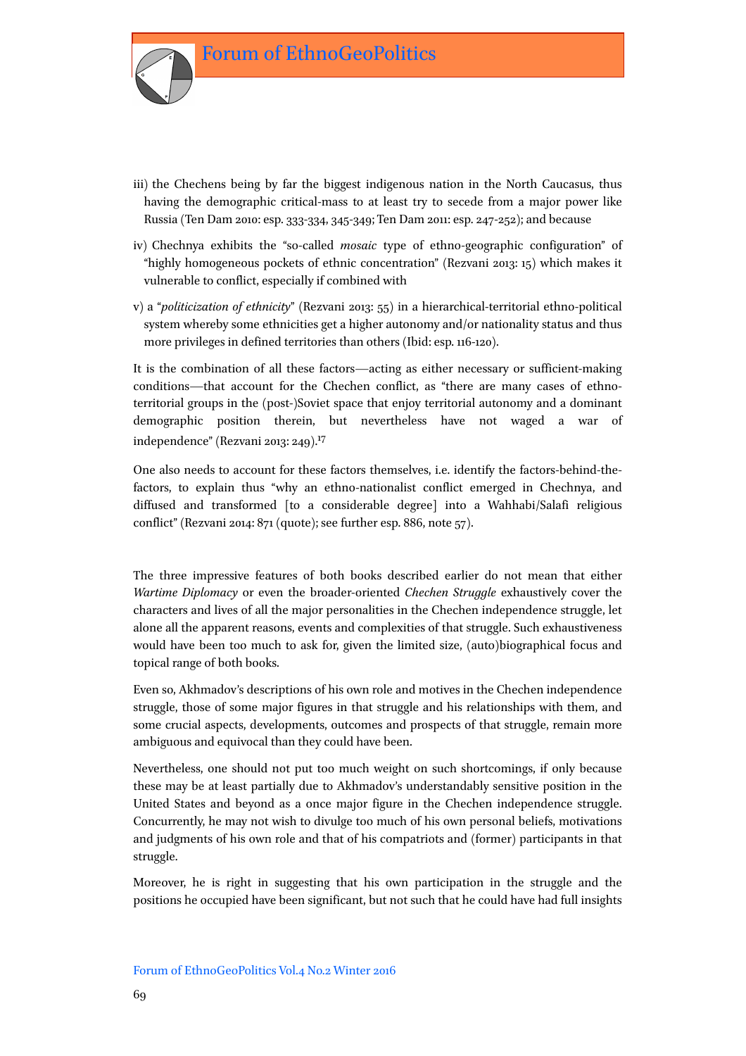iii) the Chechens being by far the biggest indigenous nation in the North Caucasus, thus having the demographic critical-mass to at least try to secede from a major power like Russia (Ten Dam 2010: esp. 333-334, 345-349; Ten Dam 2011: esp. 247-252); and because

iv) Chechnya exhibits the "so-called *mosaic* type of ethno-geographic configuration" of "highly homogeneous pockets of ethnic concentration" (Rezvani 2013: 15) which makes it vulnerable to conflict, especially if combined with

v) a "*politicization of ethnicity*" (Rezvani 2013: 55) in a hierarchical-territorial ethno-political system whereby some ethnicities get a higher autonomy and/or nationality status and thus more privileges in defined territories than others (Ibid: esp. 116-120).

It is the combination of all these factors—acting as either necessary or sufficient-making conditions—that account for the Chechen conflict, as "there are many cases of ethno-territorial groups in the (post-)Soviet space that enjoy territorial autonomy and a dominant demographic position therein, but nevertheless have not waged a war of independence" (Rezvani 2013: 249).[17]

One also needs to account for these factors themselves, i.e. identify the factors-behind-the-factors, to explain thus "why an ethno-nationalist conflict emerged in Chechnya, and diffused and transformed [to a considerable degree] into a Wahhabi/Salafi religious conflict" (Rezvani 2014: 871 (quote); see further esp. 886, note 57).

The three impressive features of both books described earlier do not mean that either *Wartime Diplomacy* or even the broader-oriented *Chechen Struggle* exhaustively cover the characters and lives of all the major personalities in the Chechen independence struggle, let alone all the apparent reasons, events and complexities of that struggle. Such exhaustiveness would have been too much to ask for, given the limited size, (auto)biographical focus and topical range of both books.

Even so, Akhmadov's descriptions of his own role and motives in the Chechen independence struggle, those of some major figures in that struggle and his relationships with them, and some crucial aspects, developments, outcomes and prospects of that struggle, remain more ambiguous and equivocal than they could have been.

Nevertheless, one should not put too much weight on such shortcomings, if only because these may be at least partially due to Akhmadov's understandably sensitive position in the United States and beyond as a once major figure in the Chechen independence struggle. Concurrently, he may not wish to divulge too much of his own personal beliefs, motivations and judgments of his own role and that of his compatriots and (former) participants in that struggle.

Moreover, he is right in suggesting that his own participation in the struggle and the positions he occupied have been significant, but not such that he could have had full insights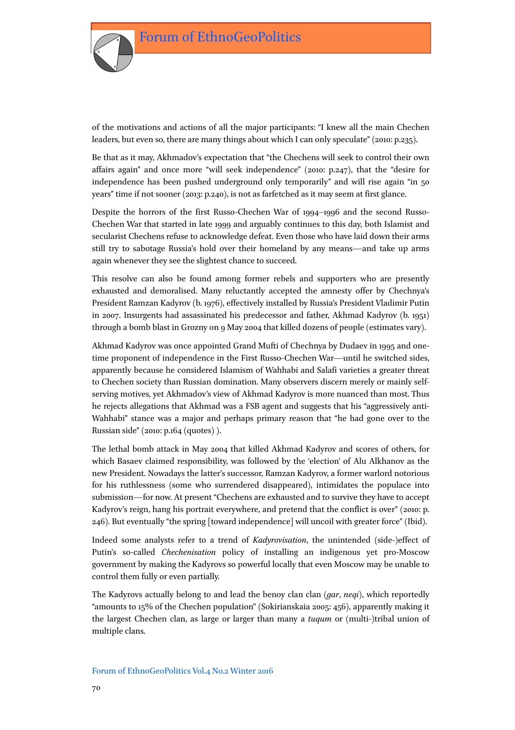of the motivations and actions of all the major participants: "I knew all the main Chechen leaders, but even so, there are many things about which I can only speculate" (2010: p.235).

Be that as it may, Akhmadov's expectation that "the Chechens will seek to control their own affairs again" and once more "will seek independence" (2010: p.247), that the "desire for independence has been pushed underground only temporarily" and will rise again "in 50 years" time if not sooner (2013: p.240), is not as farfetched as it may seem at first glance.

Despite the horrors of the first Russo-Chechen War of 1994–1996 and the second Russo-Chechen War that started in late 1999 and arguably continues to this day, both Islamist and secularist Chechens refuse to acknowledge defeat. Even those who have laid down their arms still try to sabotage Russia's hold over their homeland by any means—and take up arms again whenever they see the slightest chance to succeed.

This resolve can also be found among former rebels and supporters who are presently exhausted and demoralised. Many reluctantly accepted the amnesty offer by Chechnya's President Ramzan Kadyrov (b. 1976), effectively installed by Russia's President Vladimir Putin in 2007. Insurgents had assassinated his predecessor and father, Akhmad Kadyrov (b. 1951) through a bomb blast in Grozny on 9 May 2004 that killed dozens of people (estimates vary).

Akhmad Kadyrov was once appointed Grand Mufti of Chechnya by Dudaev in 1995 and one-time proponent of independence in the First Russo-Chechen War—until he switched sides, apparently because he considered Islamism of Wahhabi and Salafi varieties a greater threat to Chechen society than Russian domination. Many observers discern merely or mainly self-serving motives, yet Akhmadov's view of Akhmad Kadyrov is more nuanced than most. Thus he rejects allegations that Akhmad was a FSB agent and suggests that his "aggressively anti-Wahhabi" stance was a major and perhaps primary reason that "he had gone over to the Russian side" (2010: p.164 (quotes) ).

The lethal bomb attack in May 2004 that killed Akhmad Kadyrov and scores of others, for which Basaev claimed responsibility, was followed by the 'election' of Alu Alkhanov as the new President. Nowadays the latter's successor, Ramzan Kadyrov, a former warlord notorious for his ruthlessness (some who surrendered disappeared), intimidates the populace into submission—for now. At present "Chechens are exhausted and to survive they have to accept Kadyrov's reign, hang his portrait everywhere, and pretend that the conflict is over" (2010: p. 246). But eventually "the spring [toward independence] will uncoil with greater force" (Ibid).

Indeed some analysts refer to a trend of *Kadyrovisation*, the unintended (side-)effect of Putin's so-called *Chechenisation* policy of installing an indigenous yet pro-Moscow government by making the Kadyrovs so powerful locally that even Moscow may be unable to control them fully or even partially.

The Kadyrovs actually belong to and lead the benoy clan clan (*gar*, *neqi*), which reportedly "amounts to 15% of the Chechen population" (Sokirianskaia 2005: 456), apparently making it the largest Chechen clan, as large or larger than many a *tuqum* or (multi-)tribal union of multiple clans.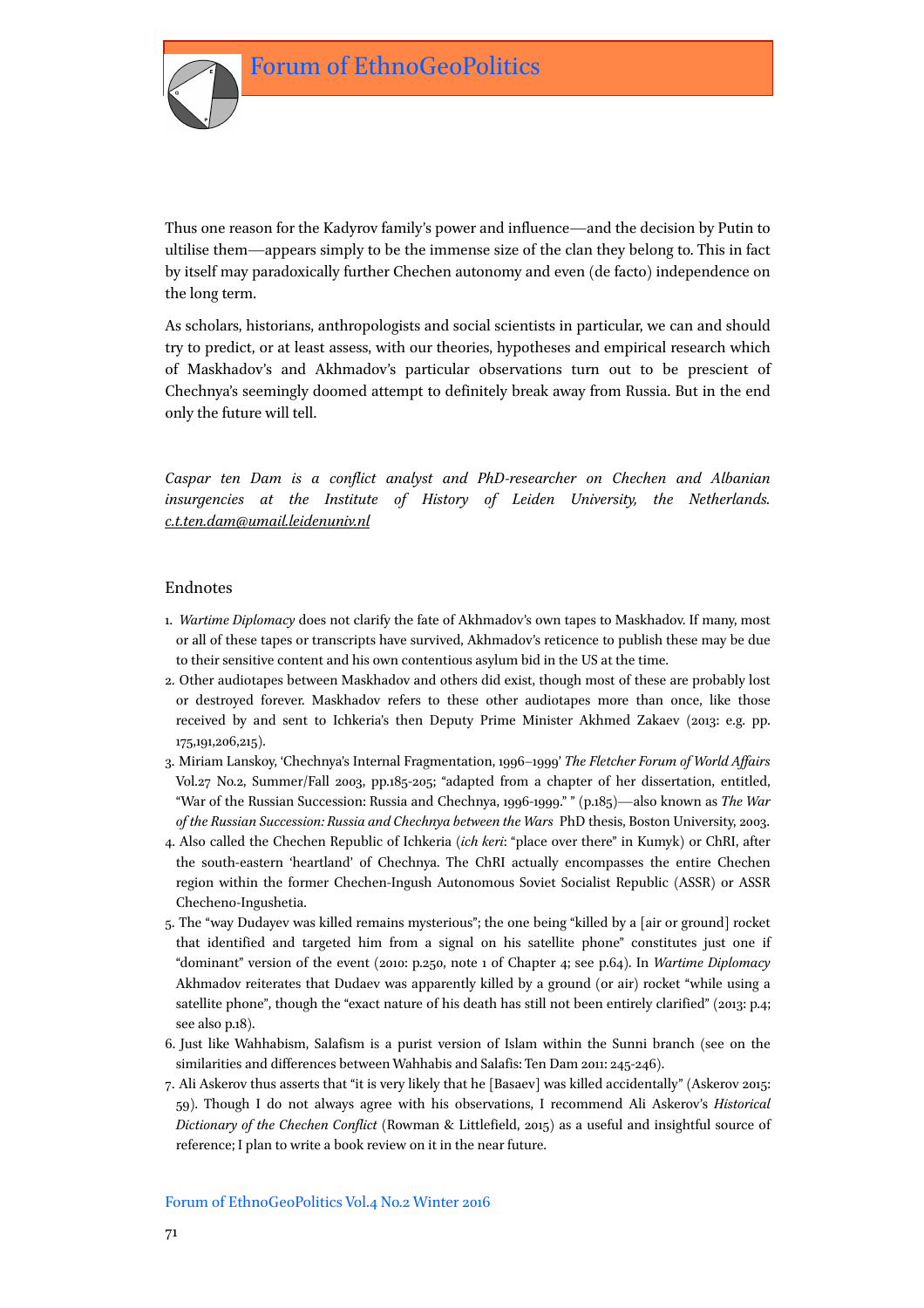Thus one reason for the Kadyrov family's power and influence—and the decision by Putin to ultilise them—appears simply to be the immense size of the clan they belong to. This in fact by itself may paradoxically further Chechen autonomy and even (de facto) independence on the long term.

As scholars, historians, anthropologists and social scientists in particular, we can and should try to predict, or at least assess, with our theories, hypotheses and empirical research which of Maskhadov's and Akhmadov's particular observations turn out to be prescient of Chechnya's seemingly doomed attempt to definitely break away from Russia. But in the end only the future will tell.

*Caspar ten Dam is a conflict analyst and PhD-researcher on Chechen and Albanian insurgencies at the Institute of History of Leiden University, the Netherlands. c.t.ten.dam@umail.leidenuniv.nl*

## Endnotes

1. *Wartime Diplomacy* does not clarify the fate of Akhmadov's own tapes to Maskhadov. If many, most or all of these tapes or transcripts have survived, Akhmadov's reticence to publish these may be due to their sensitive content and his own contentious asylum bid in the US at the time.
2. Other audiotapes between Maskhadov and others did exist, though most of these are probably lost or destroyed forever. Maskhadov refers to these other audiotapes more than once, like those received by and sent to Ichkeria's then Deputy Prime Minister Akhmed Zakaev (2013: e.g. pp. 175,191,206,215).
3. Miriam Lanskoy, 'Chechnya's Internal Fragmentation, 1996–1999' *The Fletcher Forum of World Affairs* Vol.27 No.2, Summer/Fall 2003, pp.185-205; "adapted from a chapter of her dissertation, entitled, "War of the Russian Succession: Russia and Chechnya, 1996-1999." " (p.185)—also known as *The War of the Russian Succession: Russia and Chechnya between the Wars* PhD thesis, Boston University, 2003.
4. Also called the Chechen Republic of Ichkeria (*ich keri*: "place over there" in Kumyk) or ChRI, after the south-eastern 'heartland' of Chechnya. The ChRI actually encompasses the entire Chechen region within the former Chechen-Ingush Autonomous Soviet Socialist Republic (ASSR) or ASSR Checheno-Ingushetia.
5. The "way Dudayev was killed remains mysterious"; the one being "killed by a [air or ground] rocket that identified and targeted him from a signal on his satellite phone" constitutes just one if "dominant" version of the event (2010: p.250, note 1 of Chapter 4; see p.64). In *Wartime Diplomacy* Akhmadov reiterates that Dudaev was apparently killed by a ground (or air) rocket "while using a satellite phone", though the "exact nature of his death has still not been entirely clarified" (2013: p.4; see also p.18).
6. Just like Wahhabism, Salafism is a purist version of Islam within the Sunni branch (see on the similarities and differences between Wahhabis and Salafis: Ten Dam 2011: 245-246).
7. Ali Askerov thus asserts that "it is very likely that he [Basaev] was killed accidentally" (Askerov 2015: 59). Though I do not always agree with his observations, I recommend Ali Askerov's *Historical Dictionary of the Chechen Conflict* (Rowman & Littlefield, 2015) as a useful and insightful source of reference; I plan to write a book review on it in the near future.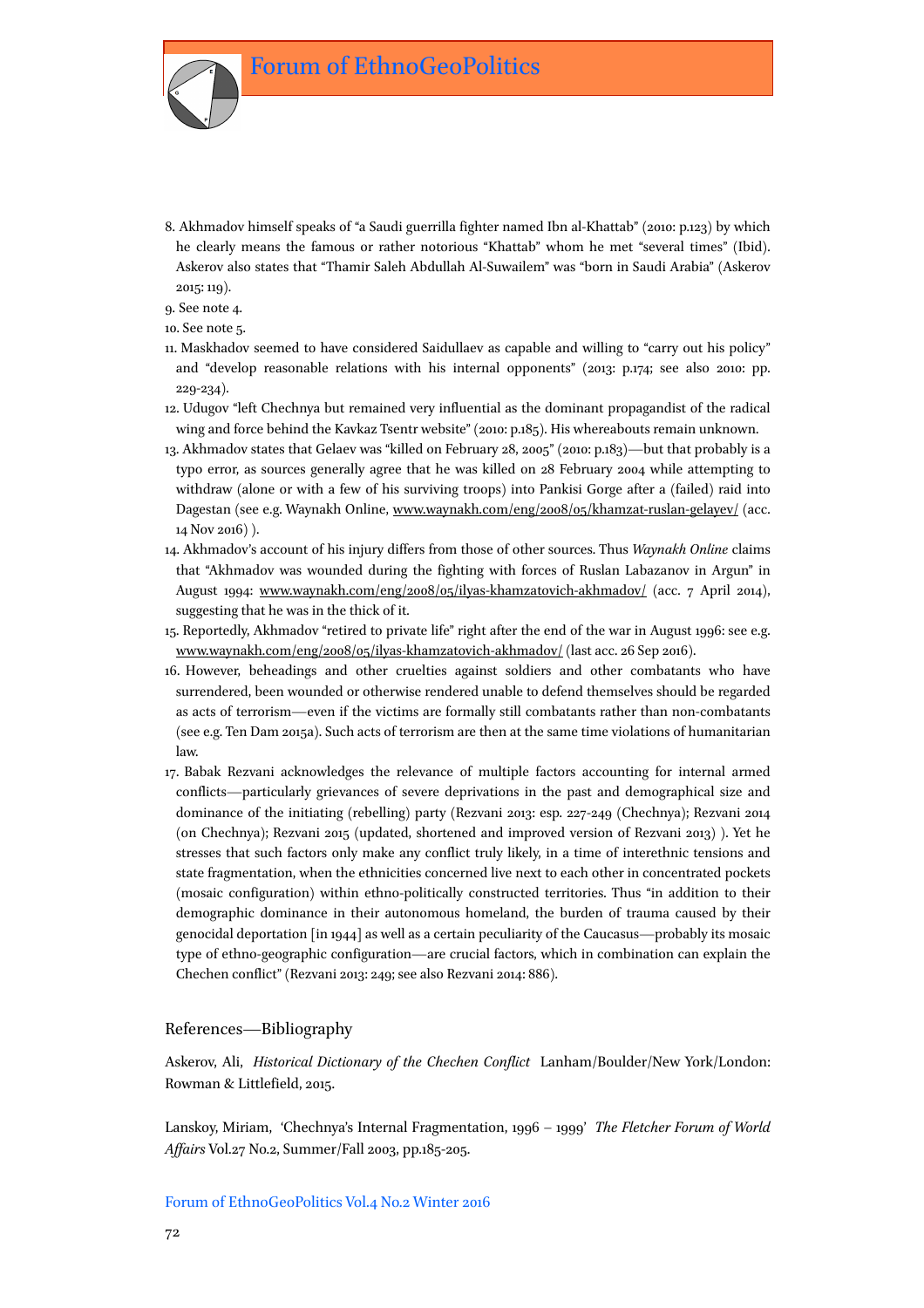8. Akhmadov himself speaks of "a Saudi guerrilla fighter named Ibn al-Khattab" (2010: p.123) by which he clearly means the famous or rather notorious "Khattab" whom he met "several times" (Ibid). Askerov also states that "Thamir Saleh Abdullah Al-Suwailem" was "born in Saudi Arabia" (Askerov 2015: 119).

9. See note 4.

10. See note 5.

11. Maskhadov seemed to have considered Saidullaev as capable and willing to "carry out his policy" and "develop reasonable relations with his internal opponents" (2013: p.174; see also 2010: pp. 229-234).

12. Udugov "left Chechnya but remained very influential as the dominant propagandist of the radical wing and force behind the Kavkaz Tsentr website" (2010: p.185). His whereabouts remain unknown.

13. Akhmadov states that Gelaev was "killed on February 28, 2005" (2010: p.183)—but that probably is a typo error, as sources generally agree that he was killed on 28 February 2004 while attempting to withdraw (alone or with a few of his surviving troops) into Pankisi Gorge after a (failed) raid into Dagestan (see e.g. Waynakh Online, www.waynakh.com/eng/2008/05/khamzat-ruslan-gelayev/ (acc. 14 Nov 2016) ).

14. Akhmadov's account of his injury differs from those of other sources. Thus *Waynakh Online* claims that "Akhmadov was wounded during the fighting with forces of Ruslan Labazanov in Argun" in August 1994: www.waynakh.com/eng/2008/05/ilyas-khamzatovich-akhmadov/ (acc. 7 April 2014), suggesting that he was in the thick of it.

15. Reportedly, Akhmadov "retired to private life" right after the end of the war in August 1996: see e.g. www.waynakh.com/eng/2008/05/ilyas-khamzatovich-akhmadov/ (last acc. 26 Sep 2016).

16. However, beheadings and other cruelties against soldiers and other combatants who have surrendered, been wounded or otherwise rendered unable to defend themselves should be regarded as acts of terrorism—even if the victims are formally still combatants rather than non-combatants (see e.g. Ten Dam 2015a). Such acts of terrorism are then at the same time violations of humanitarian law.

17. Babak Rezvani acknowledges the relevance of multiple factors accounting for internal armed conflicts—particularly grievances of severe deprivations in the past and demographical size and dominance of the initiating (rebelling) party (Rezvani 2013: esp. 227-249 (Chechnya); Rezvani 2014 (on Chechnya); Rezvani 2015 (updated, shortened and improved version of Rezvani 2013) ). Yet he stresses that such factors only make any conflict truly likely, in a time of interethnic tensions and state fragmentation, when the ethnicities concerned live next to each other in concentrated pockets (mosaic configuration) within ethno-politically constructed territories. Thus "in addition to their demographic dominance in their autonomous homeland, the burden of trauma caused by their genocidal deportation [in 1944] as well as a certain peculiarity of the Caucasus—probably its mosaic type of ethno-geographic configuration—are crucial factors, which in combination can explain the Chechen conflict" (Rezvani 2013: 249; see also Rezvani 2014: 886).

## References—Bibliography

Askerov, Ali, *Historical Dictionary of the Chechen Conflict* Lanham/Boulder/New York/London: Rowman & Littlefield, 2015.

Lanskoy, Miriam, 'Chechnya's Internal Fragmentation, 1996 – 1999' *The Fletcher Forum of World Affairs* Vol.27 No.2, Summer/Fall 2003, pp.185-205.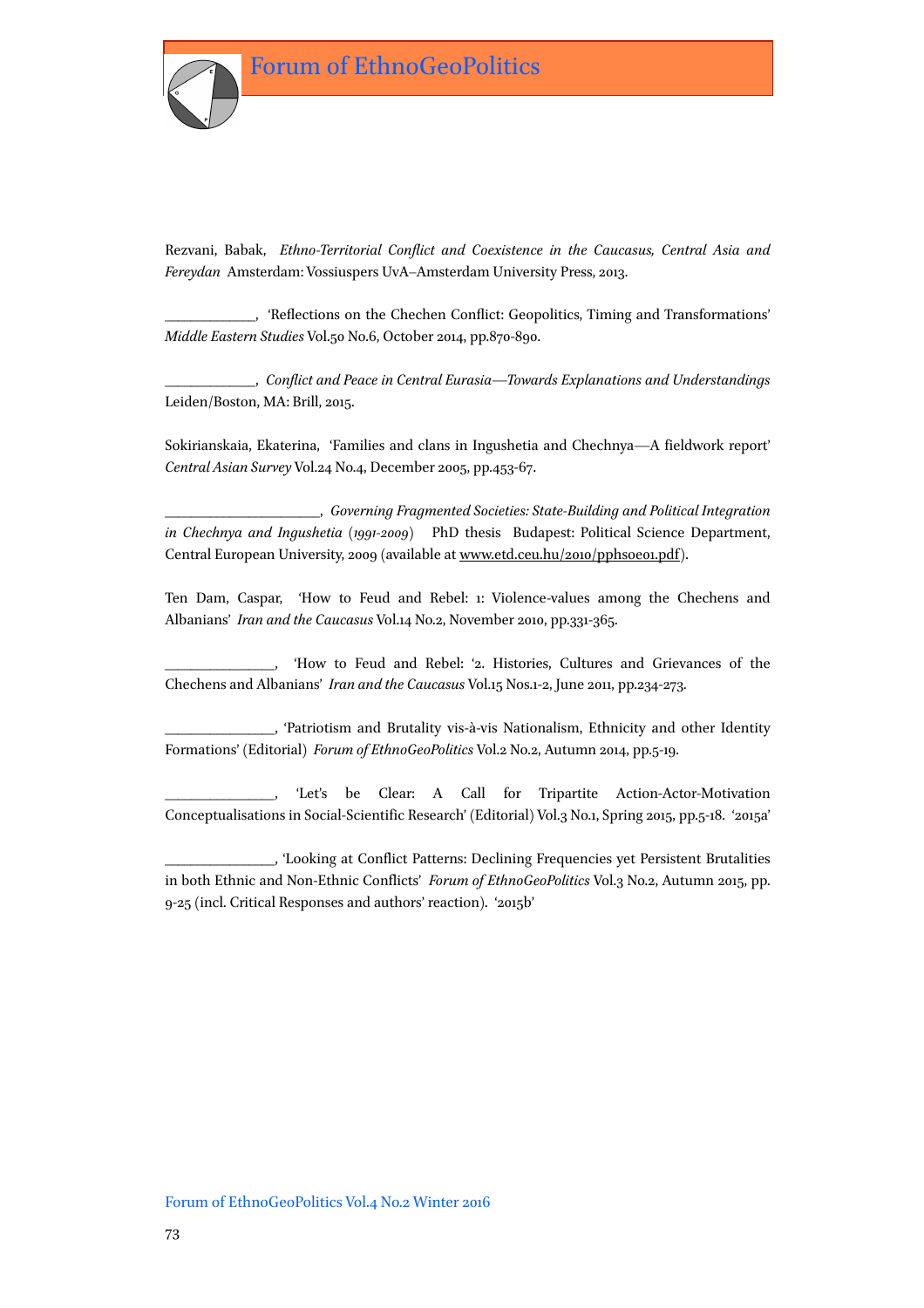Rezvani, Babak, *Ethno-Territorial Conflict and Coexistence in the Caucasus, Central Asia and Fereydan* Amsterdam: Vossiuspers UvA–Amsterdam University Press, 2013.

____________, 'Reflections on the Chechen Conflict: Geopolitics, Timing and Transformations' *Middle Eastern Studies* Vol.50 No.6, October 2014, pp.870-890.

____________, *Conflict and Peace in Central Eurasia—Towards Explanations and Understandings* Leiden/Boston, MA: Brill, 2015.

Sokirianskaia, Ekaterina, 'Families and clans in Ingushetia and Chechnya—A fieldwork report' *Central Asian Survey* Vol.24 No.4, December 2005, pp.453-67.

_____________________, *Governing Fragmented Societies: State-Building and Political Integration in Chechnya and Ingushetia (1991-2009)* PhD thesis Budapest: Political Science Department, Central European University, 2009 (available at www.etd.ceu.hu/2010/pphsoe01.pdf).

Ten Dam, Caspar, 'How to Feud and Rebel: 1: Violence-values among the Chechens and Albanians' *Iran and the Caucasus* Vol.14 No.2, November 2010, pp.331-365.

_______________, 'How to Feud and Rebel: '2. Histories, Cultures and Grievances of the Chechens and Albanians' *Iran and the Caucasus* Vol.15 Nos.1-2, June 2011, pp.234-273.

_______________, 'Patriotism and Brutality vis-à-vis Nationalism, Ethnicity and other Identity Formations' (Editorial) *Forum of EthnoGeoPolitics* Vol.2 No.2, Autumn 2014, pp.5-19.

_______________, 'Let's be Clear: A Call for Tripartite Action-Actor-Motivation Conceptualisations in Social-Scientific Research' (Editorial) Vol.3 No.1, Spring 2015, pp.5-18. '2015a'

_______________, 'Looking at Conflict Patterns: Declining Frequencies yet Persistent Brutalities in both Ethnic and Non-Ethnic Conflicts' *Forum of EthnoGeoPolitics* Vol.3 No.2, Autumn 2015, pp. 9-25 (incl. Critical Responses and authors' reaction). '2015b'